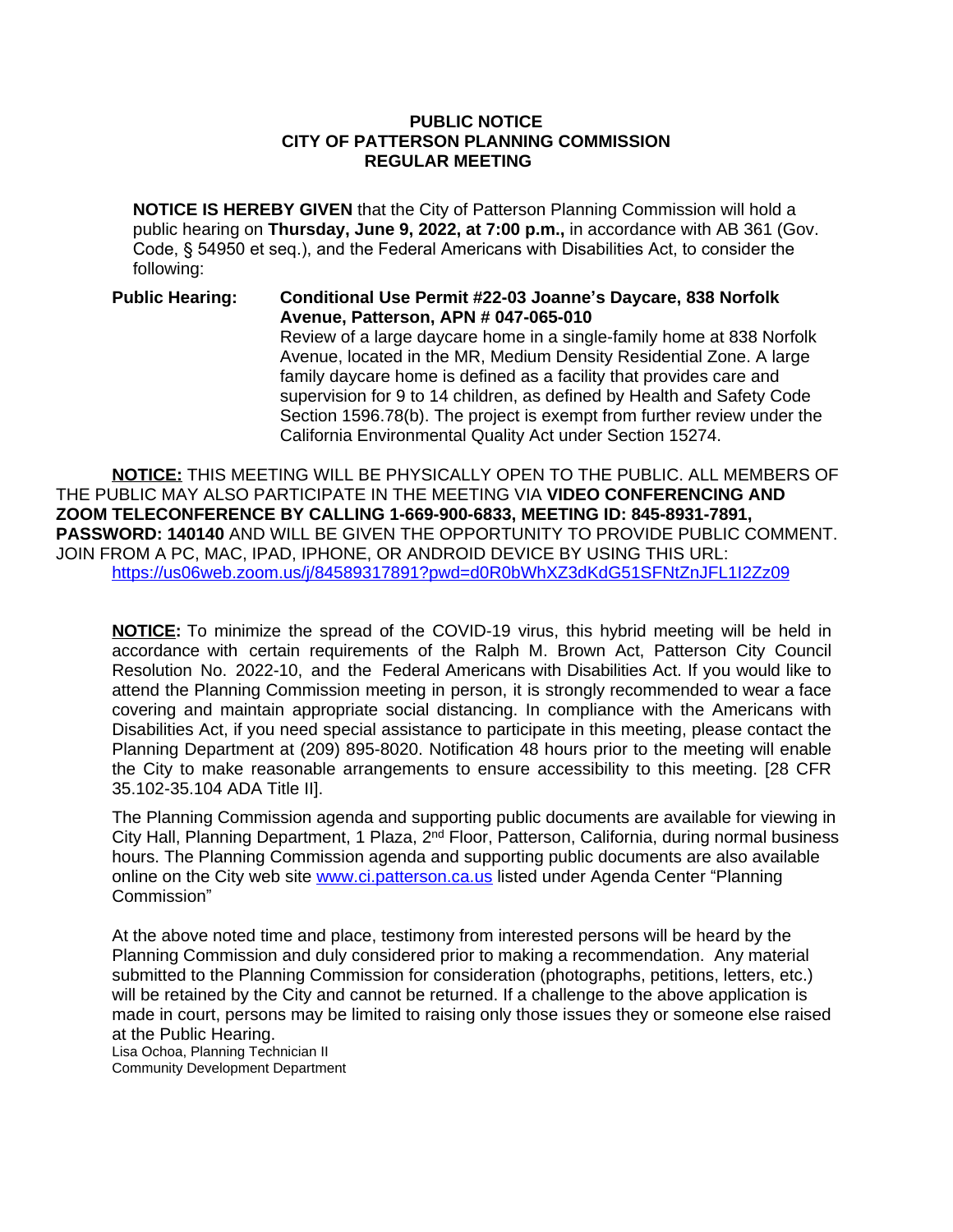# PUBLIC NOTICE
# CITY OF PATTERSON PLANNING COMMISSION
# REGULAR MEETING

**NOTICE IS HEREBY GIVEN** that the City of Patterson Planning Commission will hold a public hearing on **Thursday, June 9, 2022, at 7:00 p.m.,** in accordance with AB 361 (Gov. Code, § 54950 et seq.), and the Federal Americans with Disabilities Act, to consider the following:

**Public Hearing:** **Conditional Use Permit #22-03 Joanne's Daycare, 838 Norfolk Avenue, Patterson, APN # 047-065-010**

Review of a large daycare home in a single-family home at 838 Norfolk Avenue, located in the MR, Medium Density Residential Zone. A large family daycare home is defined as a facility that provides care and supervision for 9 to 14 children, as defined by Health and Safety Code Section 1596.78(b). The project is exempt from further review under the California Environmental Quality Act under Section 15274.

**NOTICE:** THIS MEETING WILL BE PHYSICALLY OPEN TO THE PUBLIC. ALL MEMBERS OF THE PUBLIC MAY ALSO PARTICIPATE IN THE MEETING VIA **VIDEO CONFERENCING AND ZOOM TELECONFERENCE BY CALLING 1-669-900-6833, MEETING ID: 845-8931-7891, PASSWORD: 140140** AND WILL BE GIVEN THE OPPORTUNITY TO PROVIDE PUBLIC COMMENT. JOIN FROM A PC, MAC, IPAD, IPHONE, OR ANDROID DEVICE BY USING THIS URL: https://us06web.zoom.us/j/84589317891?pwd=d0R0bWhXZ3dKdG51SFNtZnJFL1I2Zz09

**NOTICE:** To minimize the spread of the COVID-19 virus, this hybrid meeting will be held in accordance with certain requirements of the Ralph M. Brown Act, Patterson City Council Resolution No. 2022-10, and the Federal Americans with Disabilities Act. If you would like to attend the Planning Commission meeting in person, it is strongly recommended to wear a face covering and maintain appropriate social distancing. In compliance with the Americans with Disabilities Act, if you need special assistance to participate in this meeting, please contact the Planning Department at (209) 895-8020. Notification 48 hours prior to the meeting will enable the City to make reasonable arrangements to ensure accessibility to this meeting. [28 CFR 35.102-35.104 ADA Title II].

The Planning Commission agenda and supporting public documents are available for viewing in City Hall, Planning Department, 1 Plaza, 2nd Floor, Patterson, California, during normal business hours. The Planning Commission agenda and supporting public documents are also available online on the City web site www.ci.patterson.ca.us listed under Agenda Center "Planning Commission"

At the above noted time and place, testimony from interested persons will be heard by the Planning Commission and duly considered prior to making a recommendation. Any material submitted to the Planning Commission for consideration (photographs, petitions, letters, etc.) will be retained by the City and cannot be returned. If a challenge to the above application is made in court, persons may be limited to raising only those issues they or someone else raised at the Public Hearing.

Lisa Ochoa, Planning Technician II
Community Development Department